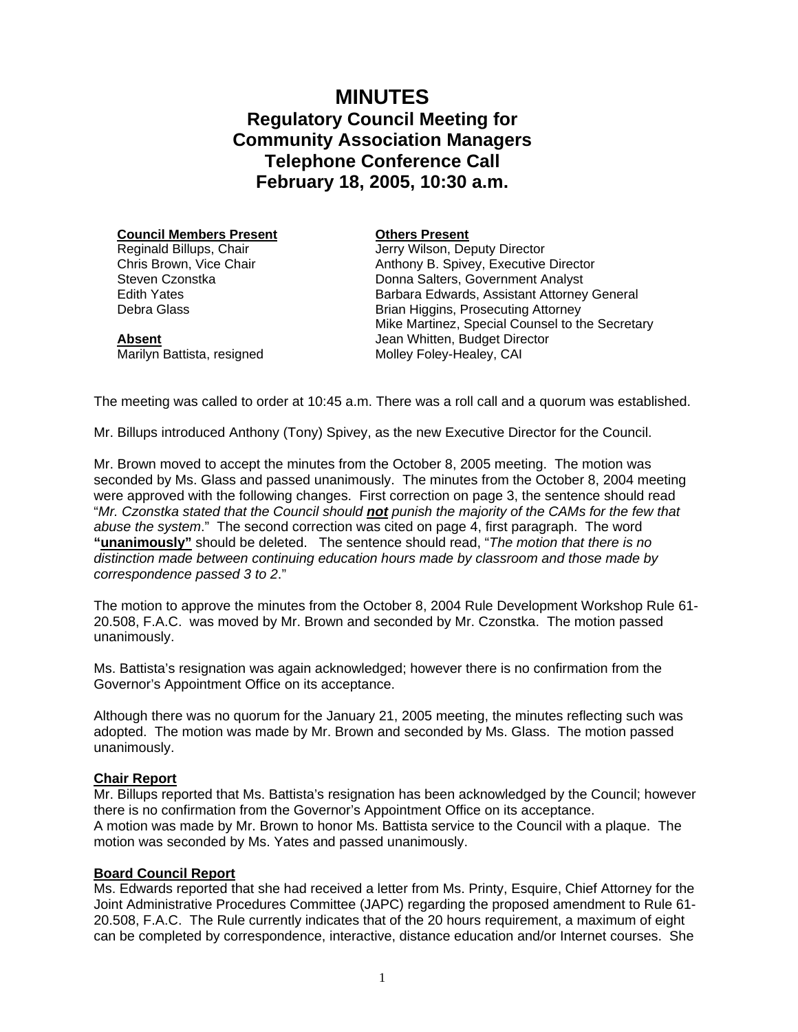# MINUTES
## Regulatory Council Meeting for Community Association Managers
## Telephone Conference Call
## February 18, 2005, 10:30 a.m.

**Council Members Present**
Reginald Billups, Chair
Chris Brown, Vice Chair
Steven Czonstka
Edith Yates
Debra Glass

**Absent**
Marilyn Battista, resigned

**Others Present**
Jerry Wilson, Deputy Director
Anthony B. Spivey, Executive Director
Donna Salters, Government Analyst
Barbara Edwards, Assistant Attorney General
Brian Higgins, Prosecuting Attorney
Mike Martinez, Special Counsel to the Secretary
Jean Whitten, Budget Director
Molley Foley-Healey, CAI

The meeting was called to order at 10:45 a.m. There was a roll call and a quorum was established.

Mr. Billups introduced Anthony (Tony) Spivey, as the new Executive Director for the Council.

Mr. Brown moved to accept the minutes from the October 8, 2005 meeting. The motion was seconded by Ms. Glass and passed unanimously. The minutes from the October 8, 2004 meeting were approved with the following changes. First correction on page 3, the sentence should read "*Mr. Czonstka stated that the Council should **not** punish the majority of the CAMs for the few that abuse the system*." The second correction was cited on page 4, first paragraph. The word **"unanimously"** should be deleted. The sentence should read, "*The motion that there is no distinction made between continuing education hours made by classroom and those made by correspondence passed 3 to 2*."

The motion to approve the minutes from the October 8, 2004 Rule Development Workshop Rule 61-20.508, F.A.C. was moved by Mr. Brown and seconded by Mr. Czonstka. The motion passed unanimously.

Ms. Battista's resignation was again acknowledged; however there is no confirmation from the Governor's Appointment Office on its acceptance.

Although there was no quorum for the January 21, 2005 meeting, the minutes reflecting such was adopted. The motion was made by Mr. Brown and seconded by Ms. Glass. The motion passed unanimously.

**Chair Report**

Mr. Billups reported that Ms. Battista's resignation has been acknowledged by the Council; however there is no confirmation from the Governor's Appointment Office on its acceptance.
A motion was made by Mr. Brown to honor Ms. Battista service to the Council with a plaque. The motion was seconded by Ms. Yates and passed unanimously.

**Board Council Report**

Ms. Edwards reported that she had received a letter from Ms. Printy, Esquire, Chief Attorney for the Joint Administrative Procedures Committee (JAPC) regarding the proposed amendment to Rule 61-20.508, F.A.C. The Rule currently indicates that of the 20 hours requirement, a maximum of eight can be completed by correspondence, interactive, distance education and/or Internet courses. She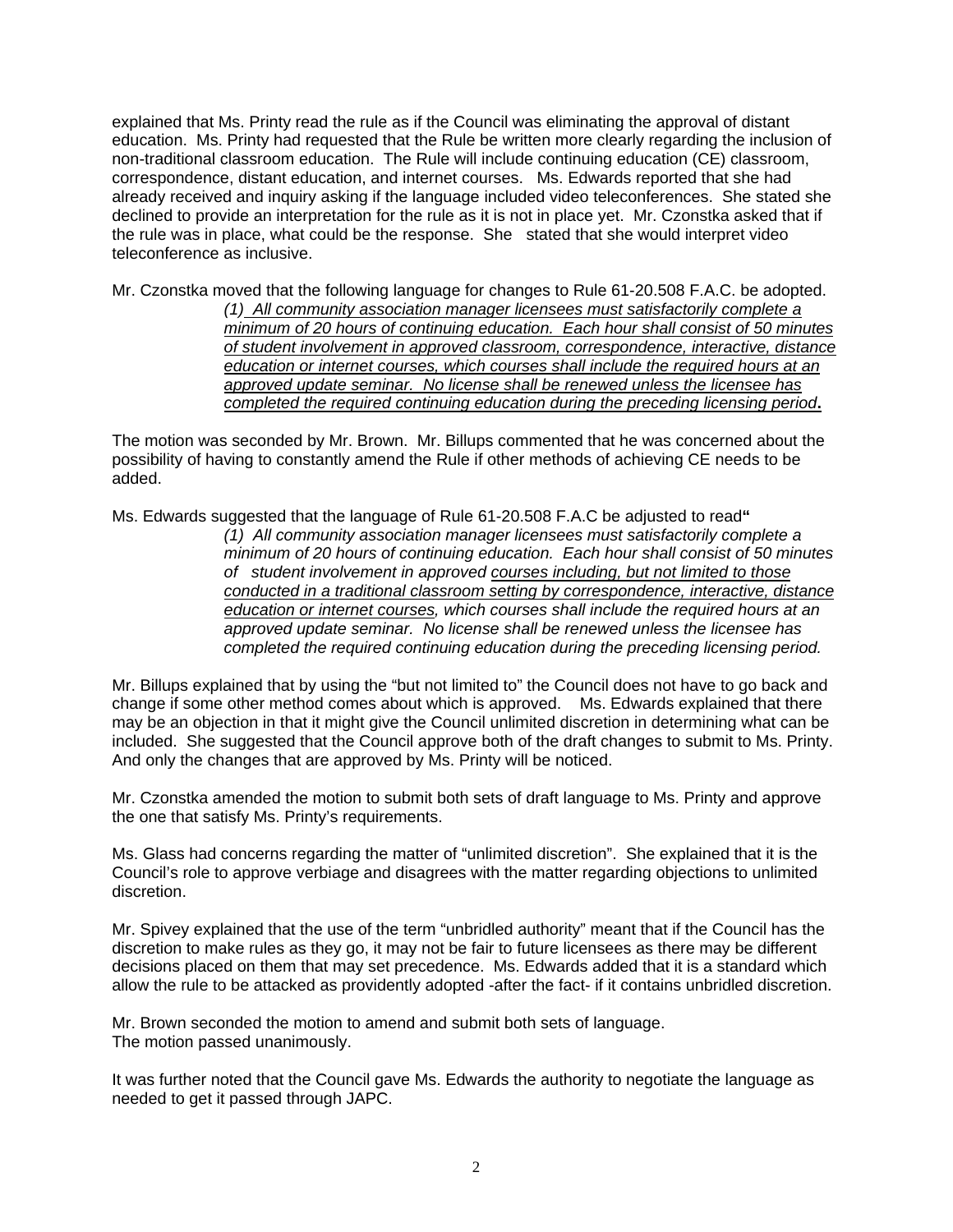explained that Ms. Printy read the rule as if the Council was eliminating the approval of distant education. Ms. Printy had requested that the Rule be written more clearly regarding the inclusion of non-traditional classroom education. The Rule will include continuing education (CE) classroom, correspondence, distant education, and internet courses. Ms. Edwards reported that she had already received and inquiry asking if the language included video teleconferences. She stated she declined to provide an interpretation for the rule as it is not in place yet. Mr. Czonstka asked that if the rule was in place, what could be the response. She stated that she would interpret video teleconference as inclusive.

Mr. Czonstka moved that the following language for changes to Rule 61-20.508 F.A.C. be adopted.

> *(1) <u>All community association manager licensees must satisfactorily complete a minimum of 20 hours of continuing education. Each hour shall consist of 50 minutes of student involvement in approved classroom, correspondence, interactive, distance education or internet courses, which courses shall include the required hours at an approved update seminar. No license shall be renewed unless the licensee has completed the required continuing education during the preceding licensing period</u>***.**

The motion was seconded by Mr. Brown. Mr. Billups commented that he was concerned about the possibility of having to constantly amend the Rule if other methods of achieving CE needs to be added.

Ms. Edwards suggested that the language of Rule 61-20.508 F.A.C be adjusted to read**"**

> *(1) All community association manager licensees must satisfactorily complete a minimum of 20 hours of continuing education. Each hour shall consist of 50 minutes of student involvement in approved <u>courses including, but not limited to those conducted in a traditional classroom setting by correspondence, interactive, distance education or internet courses</u>, which courses shall include the required hours at an approved update seminar. No license shall be renewed unless the licensee has completed the required continuing education during the preceding licensing period.*

Mr. Billups explained that by using the "but not limited to" the Council does not have to go back and change if some other method comes about which is approved. Ms. Edwards explained that there may be an objection in that it might give the Council unlimited discretion in determining what can be included. She suggested that the Council approve both of the draft changes to submit to Ms. Printy. And only the changes that are approved by Ms. Printy will be noticed.

Mr. Czonstka amended the motion to submit both sets of draft language to Ms. Printy and approve the one that satisfy Ms. Printy's requirements.

Ms. Glass had concerns regarding the matter of "unlimited discretion". She explained that it is the Council's role to approve verbiage and disagrees with the matter regarding objections to unlimited discretion.

Mr. Spivey explained that the use of the term "unbridled authority" meant that if the Council has the discretion to make rules as they go, it may not be fair to future licensees as there may be different decisions placed on them that may set precedence. Ms. Edwards added that it is a standard which allow the rule to be attacked as providently adopted -after the fact- if it contains unbridled discretion.

Mr. Brown seconded the motion to amend and submit both sets of language.
The motion passed unanimously.

It was further noted that the Council gave Ms. Edwards the authority to negotiate the language as needed to get it passed through JAPC.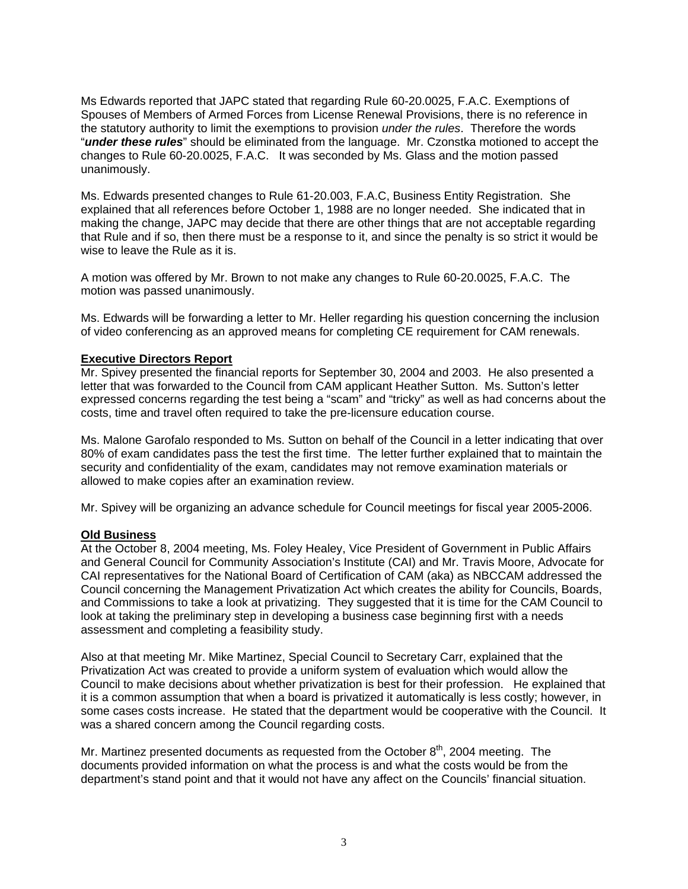Ms Edwards reported that JAPC stated that regarding Rule 60-20.0025, F.A.C. Exemptions of Spouses of Members of Armed Forces from License Renewal Provisions, there is no reference in the statutory authority to limit the exemptions to provision *under the rules*. Therefore the words "***under these rules***" should be eliminated from the language. Mr. Czonstka motioned to accept the changes to Rule 60-20.0025, F.A.C. It was seconded by Ms. Glass and the motion passed unanimously.

Ms. Edwards presented changes to Rule 61-20.003, F.A.C, Business Entity Registration. She explained that all references before October 1, 1988 are no longer needed. She indicated that in making the change, JAPC may decide that there are other things that are not acceptable regarding that Rule and if so, then there must be a response to it, and since the penalty is so strict it would be wise to leave the Rule as it is.

A motion was offered by Mr. Brown to not make any changes to Rule 60-20.0025, F.A.C. The motion was passed unanimously.

Ms. Edwards will be forwarding a letter to Mr. Heller regarding his question concerning the inclusion of video conferencing as an approved means for completing CE requirement for CAM renewals.

**Executive Directors Report**

Mr. Spivey presented the financial reports for September 30, 2004 and 2003. He also presented a letter that was forwarded to the Council from CAM applicant Heather Sutton. Ms. Sutton's letter expressed concerns regarding the test being a "scam" and "tricky" as well as had concerns about the costs, time and travel often required to take the pre-licensure education course.

Ms. Malone Garofalo responded to Ms. Sutton on behalf of the Council in a letter indicating that over 80% of exam candidates pass the test the first time. The letter further explained that to maintain the security and confidentiality of the exam, candidates may not remove examination materials or allowed to make copies after an examination review.

Mr. Spivey will be organizing an advance schedule for Council meetings for fiscal year 2005-2006.

**Old Business**

At the October 8, 2004 meeting, Ms. Foley Healey, Vice President of Government in Public Affairs and General Council for Community Association's Institute (CAI) and Mr. Travis Moore, Advocate for CAI representatives for the National Board of Certification of CAM (aka) as NBCCAM addressed the Council concerning the Management Privatization Act which creates the ability for Councils, Boards, and Commissions to take a look at privatizing. They suggested that it is time for the CAM Council to look at taking the preliminary step in developing a business case beginning first with a needs assessment and completing a feasibility study.

Also at that meeting Mr. Mike Martinez, Special Council to Secretary Carr, explained that the Privatization Act was created to provide a uniform system of evaluation which would allow the Council to make decisions about whether privatization is best for their profession. He explained that it is a common assumption that when a board is privatized it automatically is less costly; however, in some cases costs increase. He stated that the department would be cooperative with the Council. It was a shared concern among the Council regarding costs.

Mr. Martinez presented documents as requested from the October 8th, 2004 meeting. The documents provided information on what the process is and what the costs would be from the department's stand point and that it would not have any affect on the Councils' financial situation.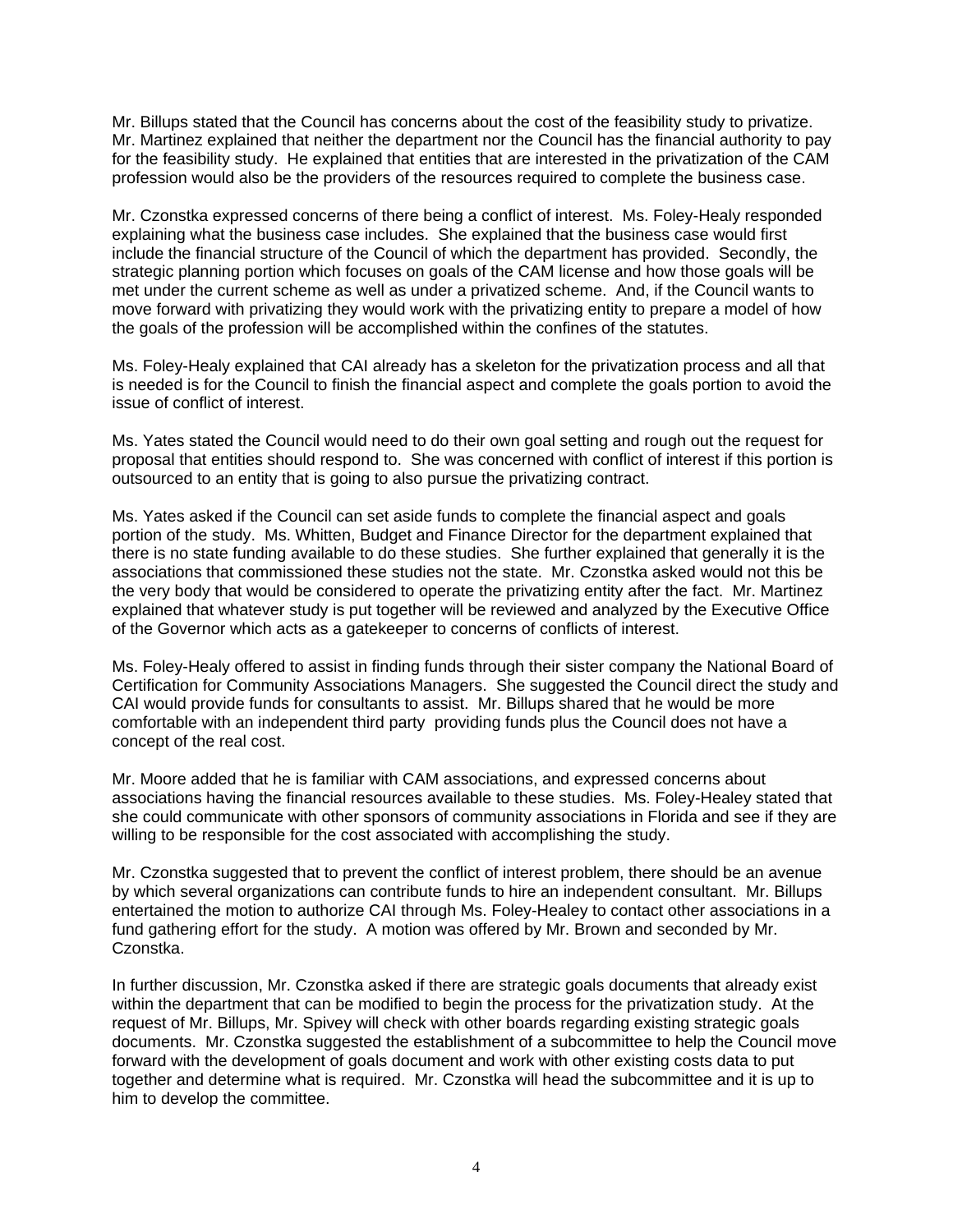Mr. Billups stated that the Council has concerns about the cost of the feasibility study to privatize. Mr. Martinez explained that neither the department nor the Council has the financial authority to pay for the feasibility study. He explained that entities that are interested in the privatization of the CAM profession would also be the providers of the resources required to complete the business case.

Mr. Czonstka expressed concerns of there being a conflict of interest. Ms. Foley-Healy responded explaining what the business case includes. She explained that the business case would first include the financial structure of the Council of which the department has provided. Secondly, the strategic planning portion which focuses on goals of the CAM license and how those goals will be met under the current scheme as well as under a privatized scheme. And, if the Council wants to move forward with privatizing they would work with the privatizing entity to prepare a model of how the goals of the profession will be accomplished within the confines of the statutes.

Ms. Foley-Healy explained that CAI already has a skeleton for the privatization process and all that is needed is for the Council to finish the financial aspect and complete the goals portion to avoid the issue of conflict of interest.

Ms. Yates stated the Council would need to do their own goal setting and rough out the request for proposal that entities should respond to. She was concerned with conflict of interest if this portion is outsourced to an entity that is going to also pursue the privatizing contract.

Ms. Yates asked if the Council can set aside funds to complete the financial aspect and goals portion of the study. Ms. Whitten, Budget and Finance Director for the department explained that there is no state funding available to do these studies. She further explained that generally it is the associations that commissioned these studies not the state. Mr. Czonstka asked would not this be the very body that would be considered to operate the privatizing entity after the fact. Mr. Martinez explained that whatever study is put together will be reviewed and analyzed by the Executive Office of the Governor which acts as a gatekeeper to concerns of conflicts of interest.

Ms. Foley-Healy offered to assist in finding funds through their sister company the National Board of Certification for Community Associations Managers. She suggested the Council direct the study and CAI would provide funds for consultants to assist. Mr. Billups shared that he would be more comfortable with an independent third party providing funds plus the Council does not have a concept of the real cost.

Mr. Moore added that he is familiar with CAM associations, and expressed concerns about associations having the financial resources available to these studies. Ms. Foley-Healey stated that she could communicate with other sponsors of community associations in Florida and see if they are willing to be responsible for the cost associated with accomplishing the study.

Mr. Czonstka suggested that to prevent the conflict of interest problem, there should be an avenue by which several organizations can contribute funds to hire an independent consultant. Mr. Billups entertained the motion to authorize CAI through Ms. Foley-Healey to contact other associations in a fund gathering effort for the study. A motion was offered by Mr. Brown and seconded by Mr. Czonstka.

In further discussion, Mr. Czonstka asked if there are strategic goals documents that already exist within the department that can be modified to begin the process for the privatization study. At the request of Mr. Billups, Mr. Spivey will check with other boards regarding existing strategic goals documents. Mr. Czonstka suggested the establishment of a subcommittee to help the Council move forward with the development of goals document and work with other existing costs data to put together and determine what is required. Mr. Czonstka will head the subcommittee and it is up to him to develop the committee.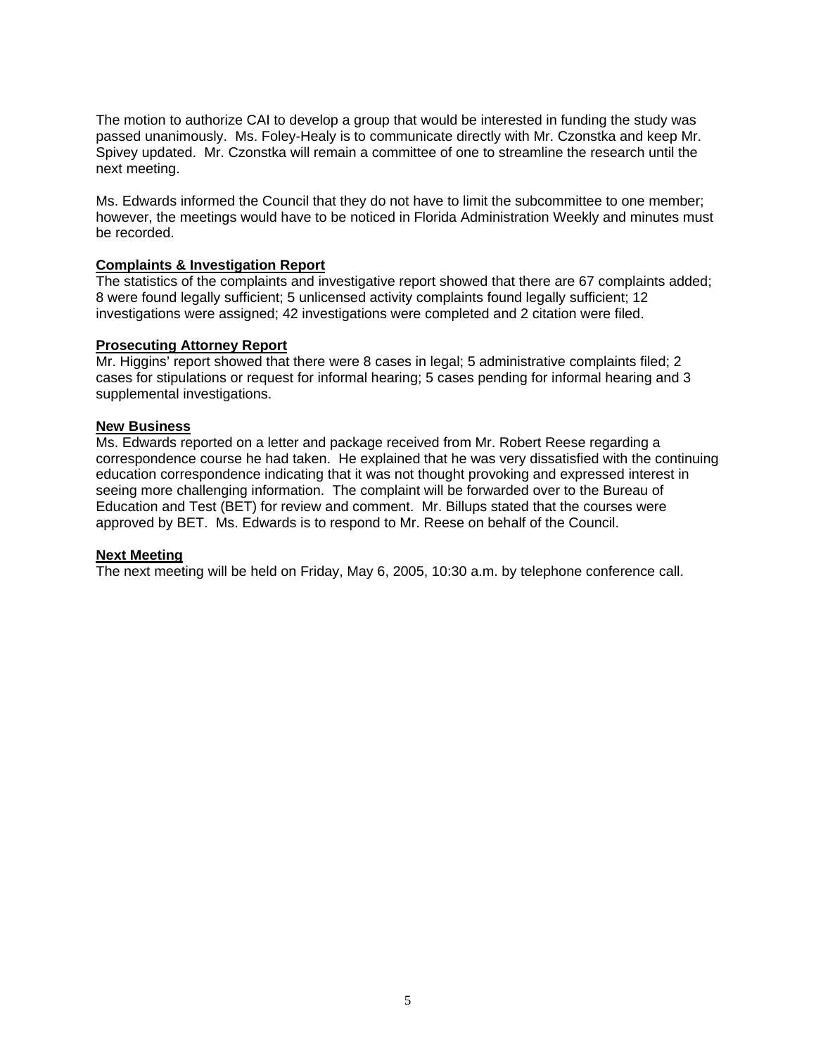The motion to authorize CAI to develop a group that would be interested in funding the study was passed unanimously. Ms. Foley-Healy is to communicate directly with Mr. Czonstka and keep Mr. Spivey updated. Mr. Czonstka will remain a committee of one to streamline the research until the next meeting.

Ms. Edwards informed the Council that they do not have to limit the subcommittee to one member; however, the meetings would have to be noticed in Florida Administration Weekly and minutes must be recorded.

**Complaints & Investigation Report**

The statistics of the complaints and investigative report showed that there are 67 complaints added; 8 were found legally sufficient; 5 unlicensed activity complaints found legally sufficient; 12 investigations were assigned; 42 investigations were completed and 2 citation were filed.

**Prosecuting Attorney Report**

Mr. Higgins' report showed that there were 8 cases in legal; 5 administrative complaints filed; 2 cases for stipulations or request for informal hearing; 5 cases pending for informal hearing and 3 supplemental investigations.

**New Business**

Ms. Edwards reported on a letter and package received from Mr. Robert Reese regarding a correspondence course he had taken. He explained that he was very dissatisfied with the continuing education correspondence indicating that it was not thought provoking and expressed interest in seeing more challenging information. The complaint will be forwarded over to the Bureau of Education and Test (BET) for review and comment. Mr. Billups stated that the courses were approved by BET. Ms. Edwards is to respond to Mr. Reese on behalf of the Council.

**Next Meeting**

The next meeting will be held on Friday, May 6, 2005, 10:30 a.m. by telephone conference call.